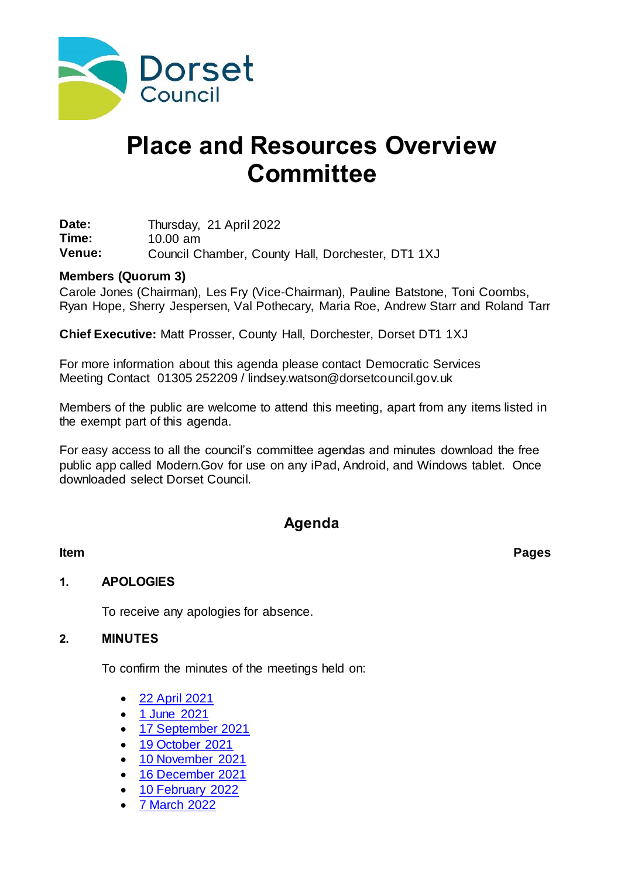Dorset Council

# Place and Resources Overview Committee

**Date:** Thursday, 21 April 2022
**Time:** 10.00 am
**Venue:** Council Chamber, County Hall, Dorchester, DT1 1XJ

**Members (Quorum 3)**
Carole Jones (Chairman), Les Fry (Vice-Chairman), Pauline Batstone, Toni Coombs, Ryan Hope, Sherry Jespersen, Val Pothecary, Maria Roe, Andrew Starr and Roland Tarr

**Chief Executive:** Matt Prosser, County Hall, Dorchester, Dorset DT1 1XJ

For more information about this agenda please contact Democratic Services Meeting Contact 01305 252209 / lindsey.watson@dorsetcouncil.gov.uk

Members of the public are welcome to attend this meeting, apart from any items listed in the exempt part of this agenda.

For easy access to all the council's committee agendas and minutes download the free public app called Modern.Gov for use on any iPad, Android, and Windows tablet. Once downloaded select Dorset Council.

## Agenda

| Item | | Pages |
|---|---|---|

**1. APOLOGIES**

To receive any apologies for absence.

**2. MINUTES**

To confirm the minutes of the meetings held on:

- 22 April 2021
- 1 June 2021
- 17 September 2021
- 19 October 2021
- 10 November 2021
- 16 December 2021
- 10 February 2022
- 7 March 2022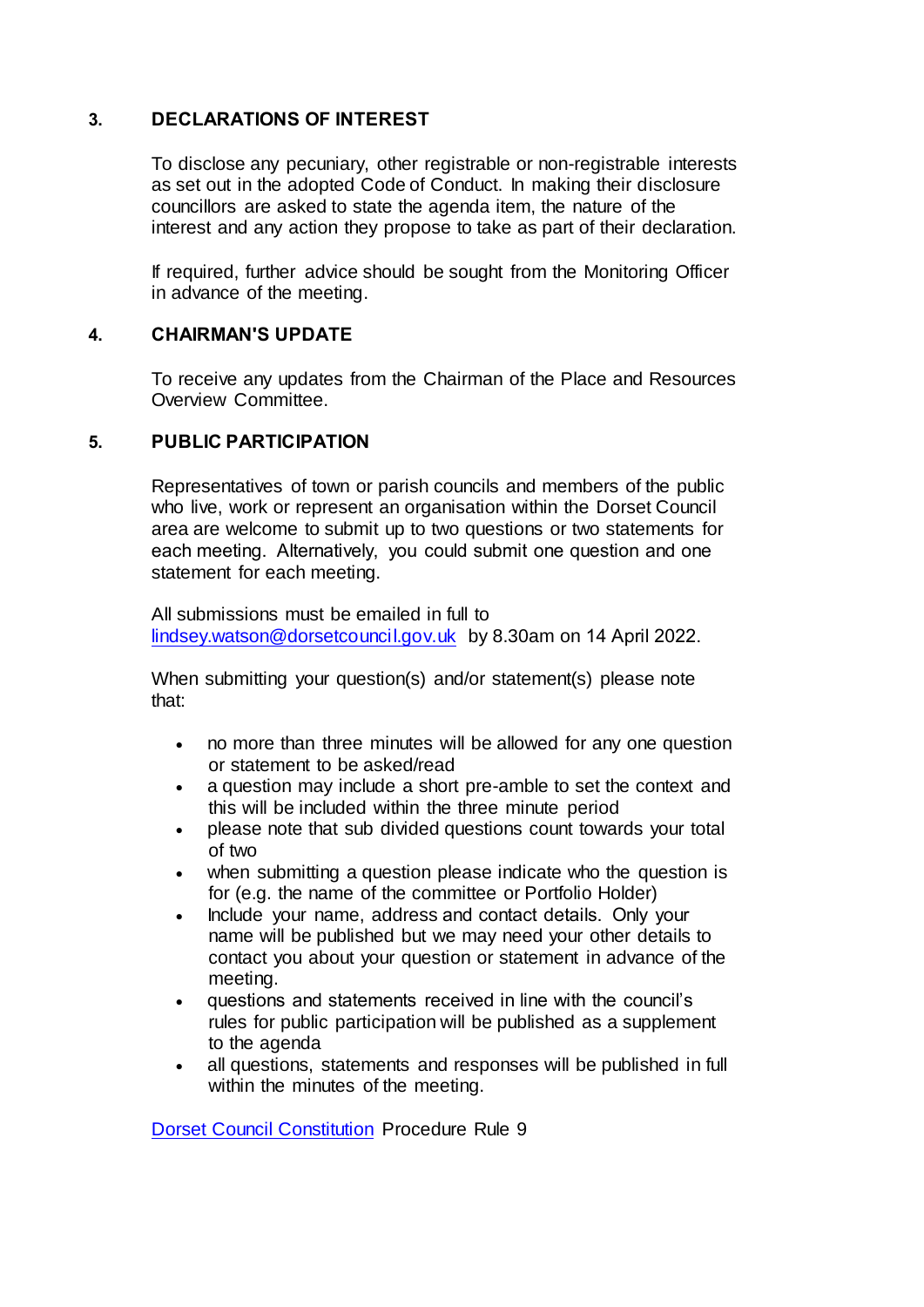## 3. DECLARATIONS OF INTEREST

To disclose any pecuniary, other registrable or non-registrable interests as set out in the adopted Code of Conduct. In making their disclosure councillors are asked to state the agenda item, the nature of the interest and any action they propose to take as part of their declaration.

If required, further advice should be sought from the Monitoring Officer in advance of the meeting.

## 4. CHAIRMAN'S UPDATE

To receive any updates from the Chairman of the Place and Resources Overview Committee.

## 5. PUBLIC PARTICIPATION

Representatives of town or parish councils and members of the public who live, work or represent an organisation within the Dorset Council area are welcome to submit up to two questions or two statements for each meeting. Alternatively, you could submit one question and one statement for each meeting.

All submissions must be emailed in full to [lindsey.watson@dorsetcouncil.gov.uk](mailto:lindsey.watson@dorsetcouncil.gov.uk) by 8.30am on 14 April 2022.

When submitting your question(s) and/or statement(s) please note that:

- no more than three minutes will be allowed for any one question or statement to be asked/read
- a question may include a short pre-amble to set the context and this will be included within the three minute period
- please note that sub divided questions count towards your total of two
- when submitting a question please indicate who the question is for (e.g. the name of the committee or Portfolio Holder)
- Include your name, address and contact details. Only your name will be published but we may need your other details to contact you about your question or statement in advance of the meeting.
- questions and statements received in line with the council's rules for public participation will be published as a supplement to the agenda
- all questions, statements and responses will be published in full within the minutes of the meeting.

[Dorset Council Constitution](#) Procedure Rule 9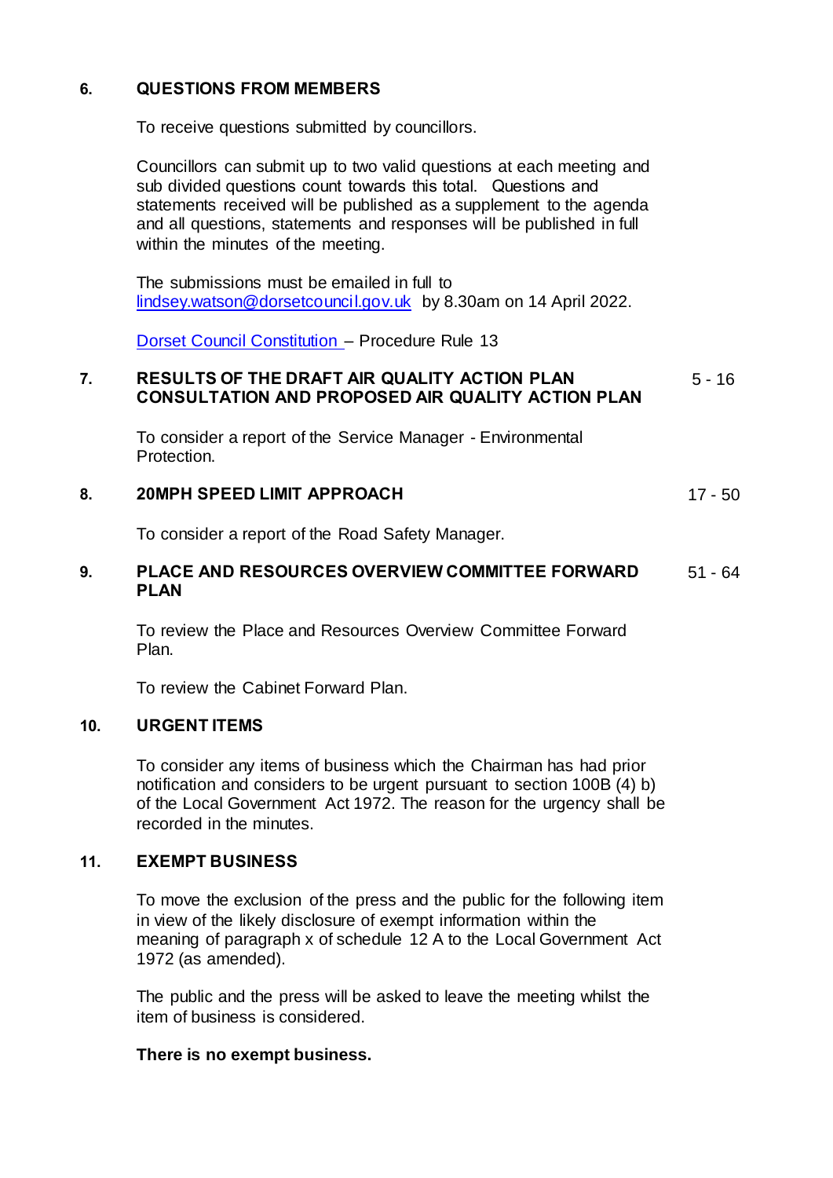## 6. QUESTIONS FROM MEMBERS

To receive questions submitted by councillors.

Councillors can submit up to two valid questions at each meeting and sub divided questions count towards this total. Questions and statements received will be published as a supplement to the agenda and all questions, statements and responses will be published in full within the minutes of the meeting.

The submissions must be emailed in full to [lindsey.watson@dorsetcouncil.gov.uk](mailto:lindsey.watson@dorsetcouncil.gov.uk) by 8.30am on 14 April 2022.

[Dorset Council Constitution](#) – Procedure Rule 13

## 7. RESULTS OF THE DRAFT AIR QUALITY ACTION PLAN CONSULTATION AND PROPOSED AIR QUALITY ACTION PLAN — 5 - 16

To consider a report of the Service Manager - Environmental Protection.

## 8. 20MPH SPEED LIMIT APPROACH — 17 - 50

To consider a report of the Road Safety Manager.

## 9. PLACE AND RESOURCES OVERVIEW COMMITTEE FORWARD PLAN — 51 - 64

To review the Place and Resources Overview Committee Forward Plan.

To review the Cabinet Forward Plan.

## 10. URGENT ITEMS

To consider any items of business which the Chairman has had prior notification and considers to be urgent pursuant to section 100B (4) b) of the Local Government Act 1972. The reason for the urgency shall be recorded in the minutes.

## 11. EXEMPT BUSINESS

To move the exclusion of the press and the public for the following item in view of the likely disclosure of exempt information within the meaning of paragraph x of schedule 12 A to the Local Government Act 1972 (as amended).

The public and the press will be asked to leave the meeting whilst the item of business is considered.

**There is no exempt business.**